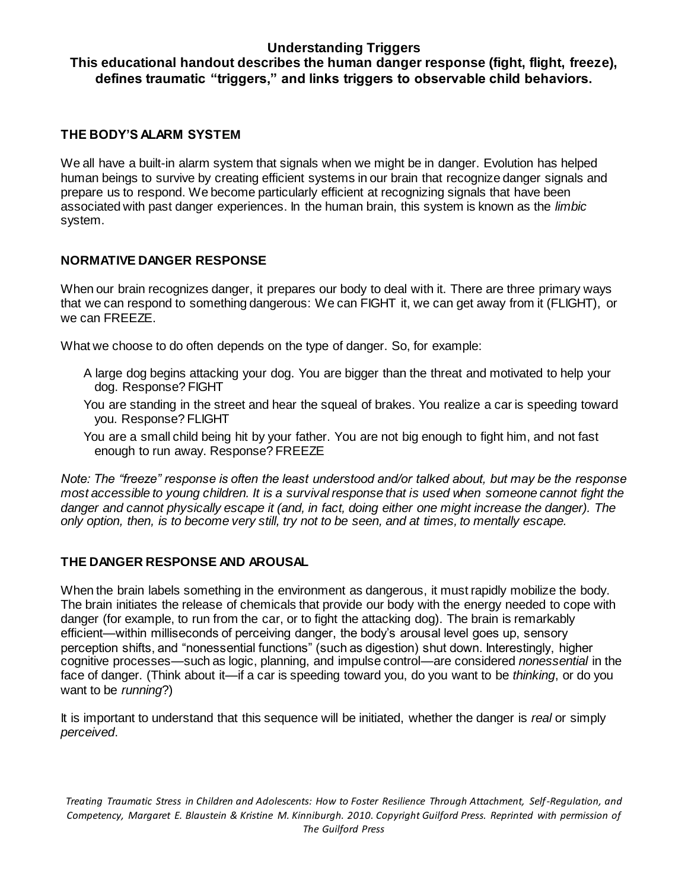# Understanding Triggers

**This educational handout describes the human danger response (fight, flight, freeze), defines traumatic "triggers," and links triggers to observable child behaviors.**

## THE BODY'S ALARM SYSTEM

We all have a built-in alarm system that signals when we might be in danger. Evolution has helped human beings to survive by creating efficient systems in our brain that recognize danger signals and prepare us to respond. We become particularly efficient at recognizing signals that have been associated with past danger experiences. In the human brain, this system is known as the *limbic* system.

## NORMATIVE DANGER RESPONSE

When our brain recognizes danger, it prepares our body to deal with it. There are three primary ways that we can respond to something dangerous: We can FIGHT it, we can get away from it (FLIGHT), or we can FREEZE.

What we choose to do often depends on the type of danger. So, for example:

- A large dog begins attacking your dog. You are bigger than the threat and motivated to help your dog. Response? FIGHT
- You are standing in the street and hear the squeal of brakes. You realize a car is speeding toward you. Response? FLIGHT
- You are a small child being hit by your father. You are not big enough to fight him, and not fast enough to run away. Response? FREEZE

*Note: The "freeze" response is often the least understood and/or talked about, but may be the response most accessible to young children. It is a survival response that is used when someone cannot fight the danger and cannot physically escape it (and, in fact, doing either one might increase the danger). The only option, then, is to become very still, try not to be seen, and at times, to mentally escape.*

## THE DANGER RESPONSE AND AROUSAL

When the brain labels something in the environment as dangerous, it must rapidly mobilize the body. The brain initiates the release of chemicals that provide our body with the energy needed to cope with danger (for example, to run from the car, or to fight the attacking dog). The brain is remarkably efficient—within milliseconds of perceiving danger, the body's arousal level goes up, sensory perception shifts, and "nonessential functions" (such as digestion) shut down. Interestingly, higher cognitive processes—such as logic, planning, and impulse control—are considered *nonessential* in the face of danger. (Think about it—if a car is speeding toward you, do you want to be *thinking*, or do you want to be *running*?)

It is important to understand that this sequence will be initiated, whether the danger is *real* or simply *perceived*.

*Treating Traumatic Stress in Children and Adolescents: How to Foster Resilience Through Attachment, Self-Regulation, and Competency, Margaret E. Blaustein & Kristine M. Kinniburgh. 2010. Copyright Guilford Press. Reprinted with permission of The Guilford Press*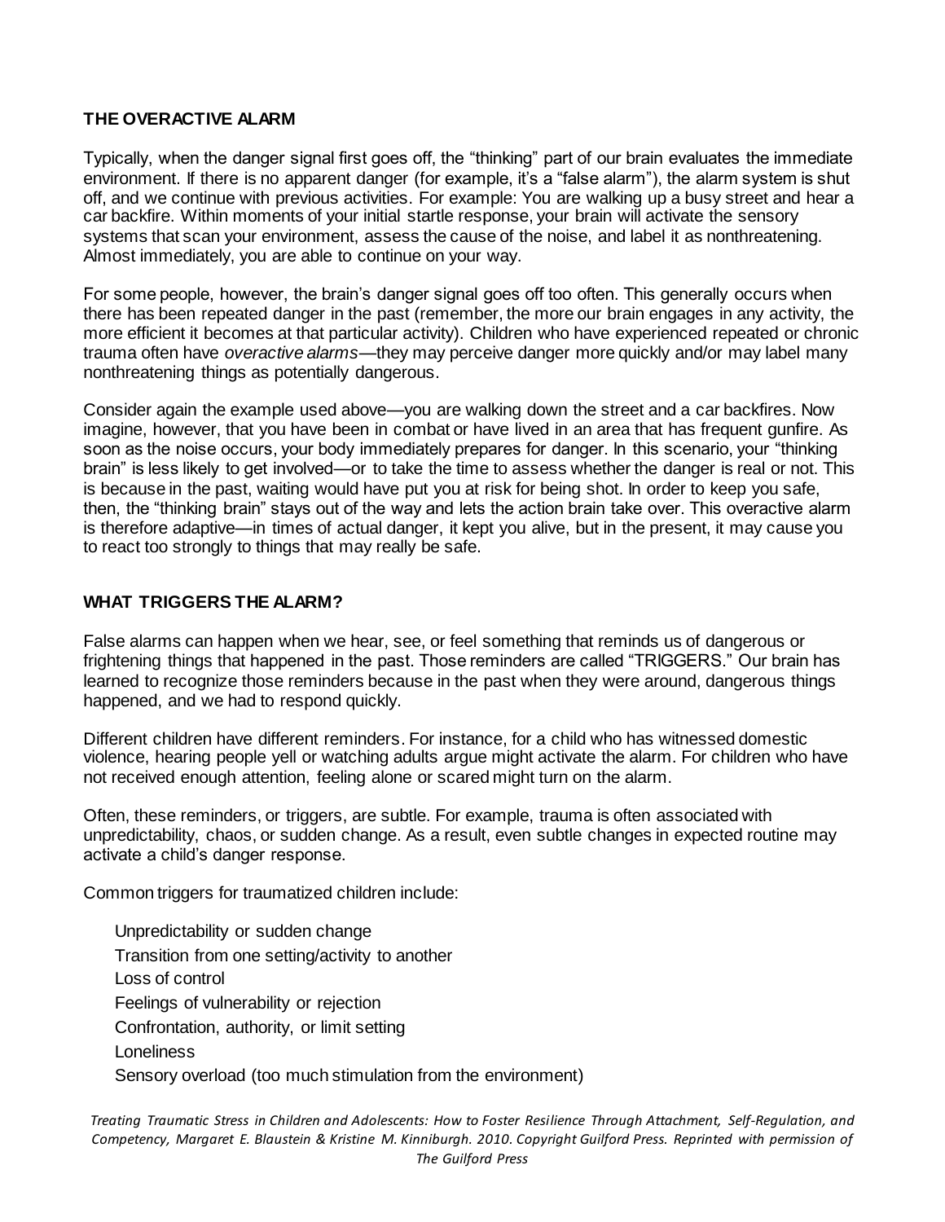### THE OVERACTIVE ALARM

Typically, when the danger signal first goes off, the "thinking" part of our brain evaluates the immediate environment. If there is no apparent danger (for example, it's a "false alarm"), the alarm system is shut off, and we continue with previous activities. For example: You are walking up a busy street and hear a car backfire. Within moments of your initial startle response, your brain will activate the sensory systems that scan your environment, assess the cause of the noise, and label it as nonthreatening. Almost immediately, you are able to continue on your way.

For some people, however, the brain's danger signal goes off too often. This generally occurs when there has been repeated danger in the past (remember, the more our brain engages in any activity, the more efficient it becomes at that particular activity). Children who have experienced repeated or chronic trauma often have *overactive alarms*—they may perceive danger more quickly and/or may label many nonthreatening things as potentially dangerous.

Consider again the example used above—you are walking down the street and a car backfires. Now imagine, however, that you have been in combat or have lived in an area that has frequent gunfire. As soon as the noise occurs, your body immediately prepares for danger. In this scenario, your "thinking brain" is less likely to get involved—or to take the time to assess whether the danger is real or not. This is because in the past, waiting would have put you at risk for being shot. In order to keep you safe, then, the "thinking brain" stays out of the way and lets the action brain take over. This overactive alarm is therefore adaptive—in times of actual danger, it kept you alive, but in the present, it may cause you to react too strongly to things that may really be safe.

### WHAT TRIGGERS THE ALARM?

False alarms can happen when we hear, see, or feel something that reminds us of dangerous or frightening things that happened in the past. Those reminders are called "TRIGGERS." Our brain has learned to recognize those reminders because in the past when they were around, dangerous things happened, and we had to respond quickly.

Different children have different reminders. For instance, for a child who has witnessed domestic violence, hearing people yell or watching adults argue might activate the alarm. For children who have not received enough attention, feeling alone or scared might turn on the alarm.

Often, these reminders, or triggers, are subtle. For example, trauma is often associated with unpredictability, chaos, or sudden change. As a result, even subtle changes in expected routine may activate a child's danger response.

Common triggers for traumatized children include:

- Unpredictability or sudden change
- Transition from one setting/activity to another
- Loss of control
- Feelings of vulnerability or rejection
- Confrontation, authority, or limit setting
- Loneliness
- Sensory overload (too much stimulation from the environment)

*Treating Traumatic Stress in Children and Adolescents: How to Foster Resilience Through Attachment, Self-Regulation, and Competency, Margaret E. Blaustein & Kristine M. Kinniburgh. 2010. Copyright Guilford Press. Reprinted with permission of The Guilford Press*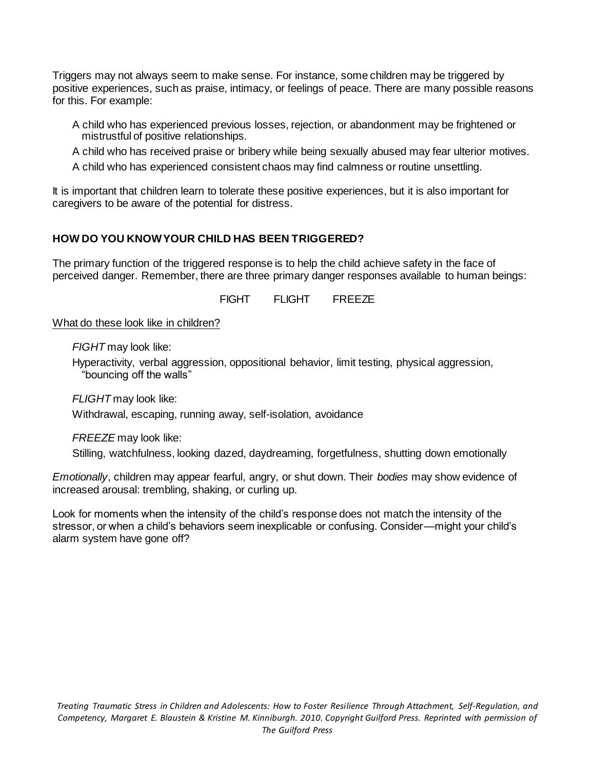Triggers may not always seem to make sense. For instance, some children may be triggered by positive experiences, such as praise, intimacy, or feelings of peace. There are many possible reasons for this. For example:

A child who has experienced previous losses, rejection, or abandonment may be frightened or mistrustful of positive relationships.

A child who has received praise or bribery while being sexually abused may fear ulterior motives.

A child who has experienced consistent chaos may find calmness or routine unsettling.

It is important that children learn to tolerate these positive experiences, but it is also important for caregivers to be aware of the potential for distress.

**HOW DO YOU KNOW YOUR CHILD HAS BEEN TRIGGERED?**

The primary function of the triggered response is to help the child achieve safety in the face of perceived danger. Remember, there are three primary danger responses available to human beings:

FIGHT FLIGHT FREEZE

<u>What do these look like in children?</u>

*FIGHT* may look like:

Hyperactivity, verbal aggression, oppositional behavior, limit testing, physical aggression, "bouncing off the walls"

*FLIGHT* may look like:

Withdrawal, escaping, running away, self-isolation, avoidance

*FREEZE* may look like:

Stilling, watchfulness, looking dazed, daydreaming, forgetfulness, shutting down emotionally

*Emotionally*, children may appear fearful, angry, or shut down. Their *bodies* may show evidence of increased arousal: trembling, shaking, or curling up.

Look for moments when the intensity of the child's response does not match the intensity of the stressor, or when a child's behaviors seem inexplicable or confusing. Consider—might your child's alarm system have gone off?

*Treating Traumatic Stress in Children and Adolescents: How to Foster Resilience Through Attachment, Self-Regulation, and Competency, Margaret E. Blaustein & Kristine M. Kinniburgh. 2010. Copyright Guilford Press. Reprinted with permission of The Guilford Press*